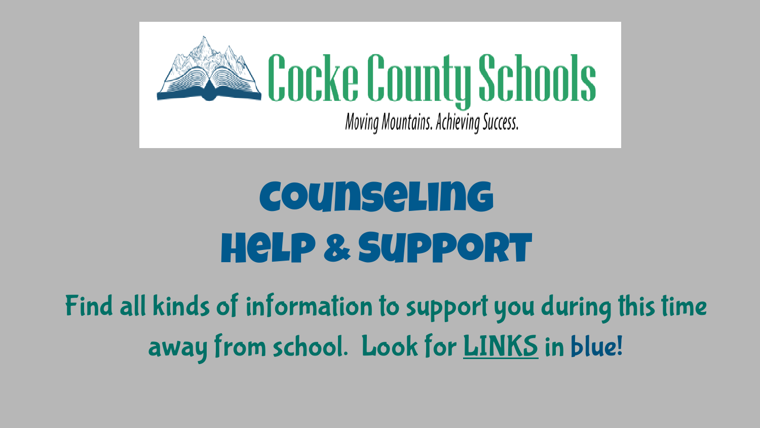Cocke County Schools

Moving Mountains. Achieving Success.

# Counseling Help & Support

Find all kinds of information to support you during this time away from school. Look for LINKS in blue!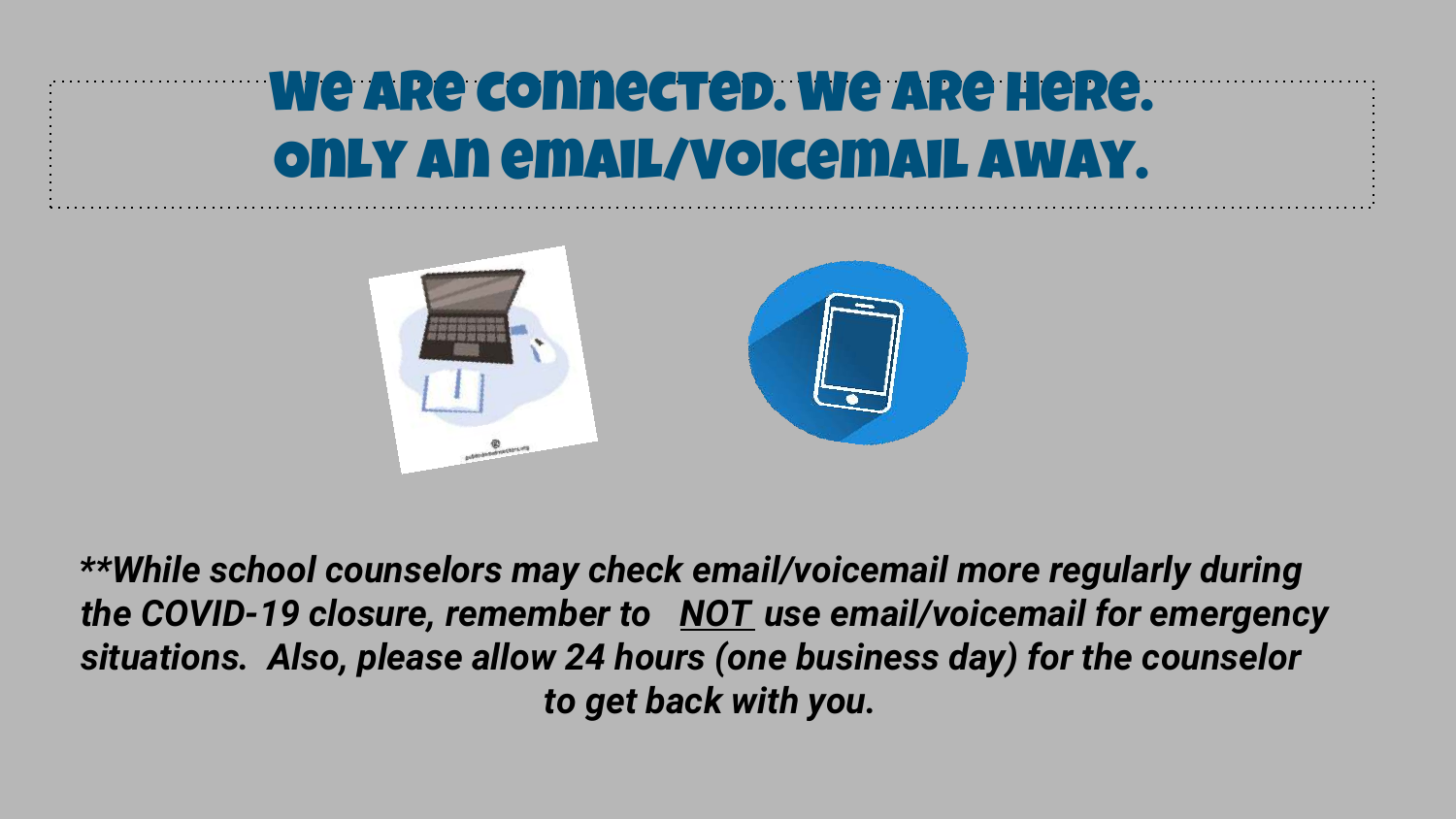# We are connected. We are here. Only an email/voicemail away.

***\*\*While school counselors may check email/voicemail more regularly during the COVID-19 closure, remember to <u>NOT</u> use email/voicemail for emergency situations. Also, please allow 24 hours (one business day) for the counselor to get back with you.***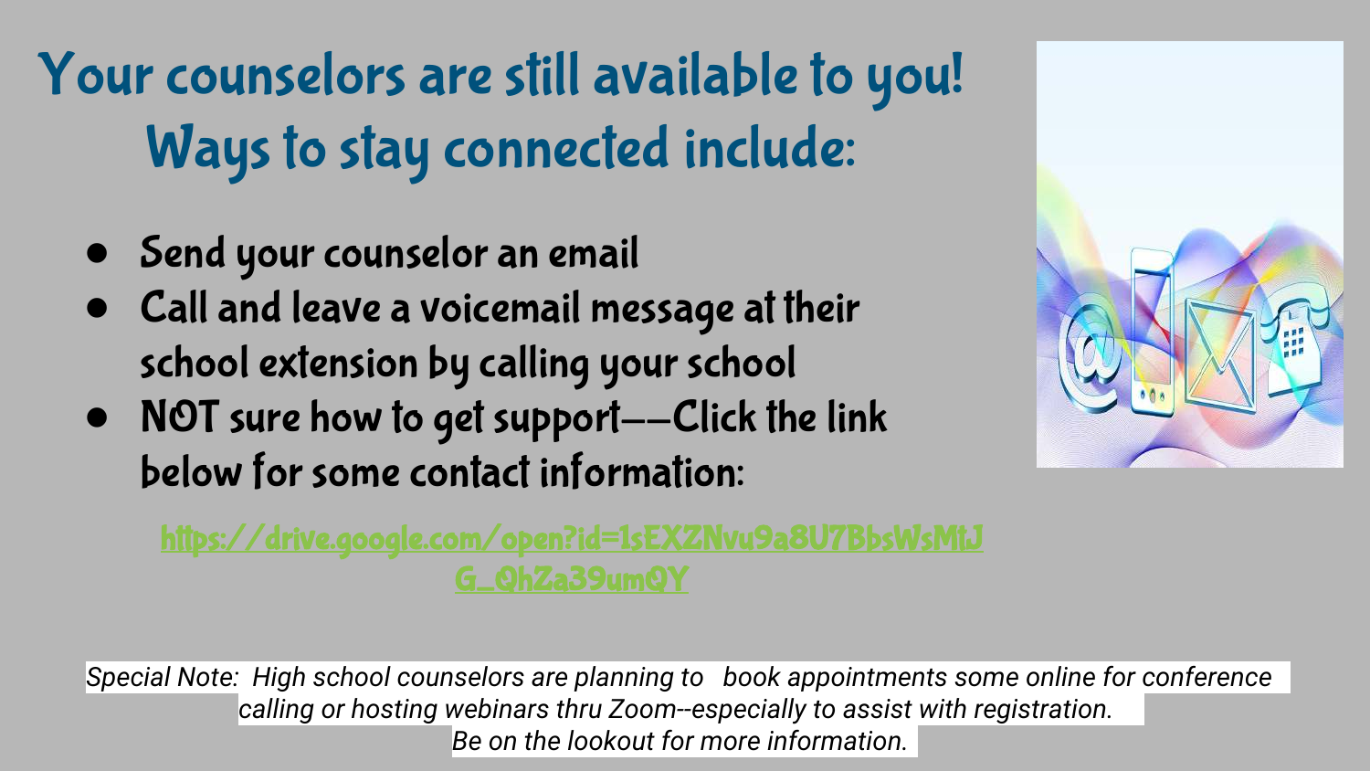# Your counselors are still available to you! Ways to stay connected include:

- Send your counselor an email
- Call and leave a voicemail message at their school extension by calling your school
- NOT sure how to get support—Click the link below for some contact information:

https://drive.google.com/open?id=1sEXZNvu9a8U7BbsWsMtJG_QhZa39umQY

*Special Note: High school counselors are planning to book appointments some online for conference calling or hosting webinars thru Zoom--especially to assist with registration. Be on the lookout for more information.*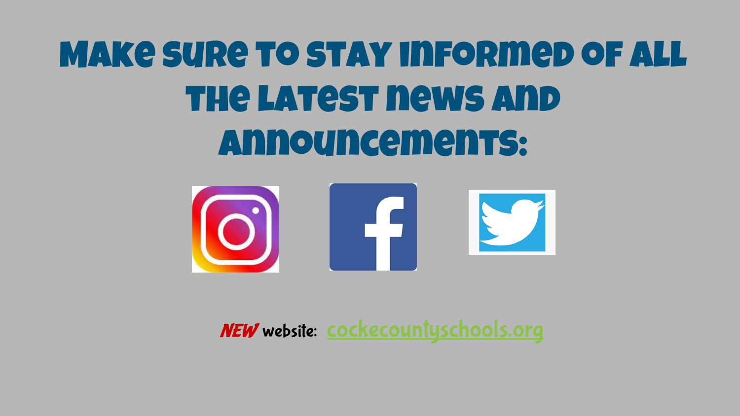# Make sure to stay informed of all the latest news and announcements:

***NEW*** website: cockecountyschools.org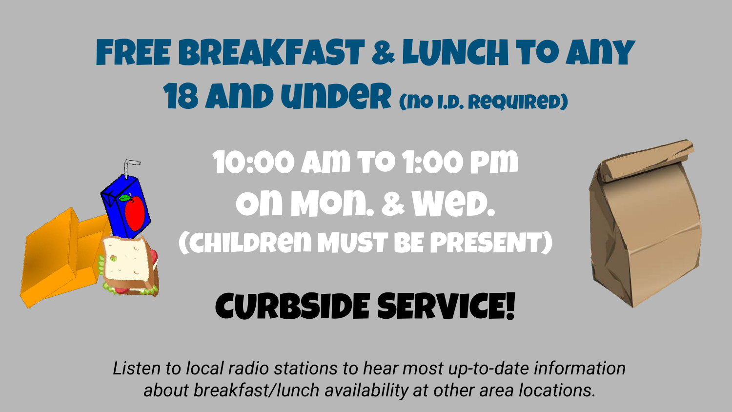# FREE BREAKFAST & LUNCH TO ANY 18 AND UNDER (NO I.D. REQUIRED)

## 10:00 AM TO 1:00 PM ON MON. & WED.

(CHILDREN MUST BE PRESENT)

## CURBSIDE SERVICE!

*Listen to local radio stations to hear most up-to-date information about breakfast/lunch availability at other area locations.*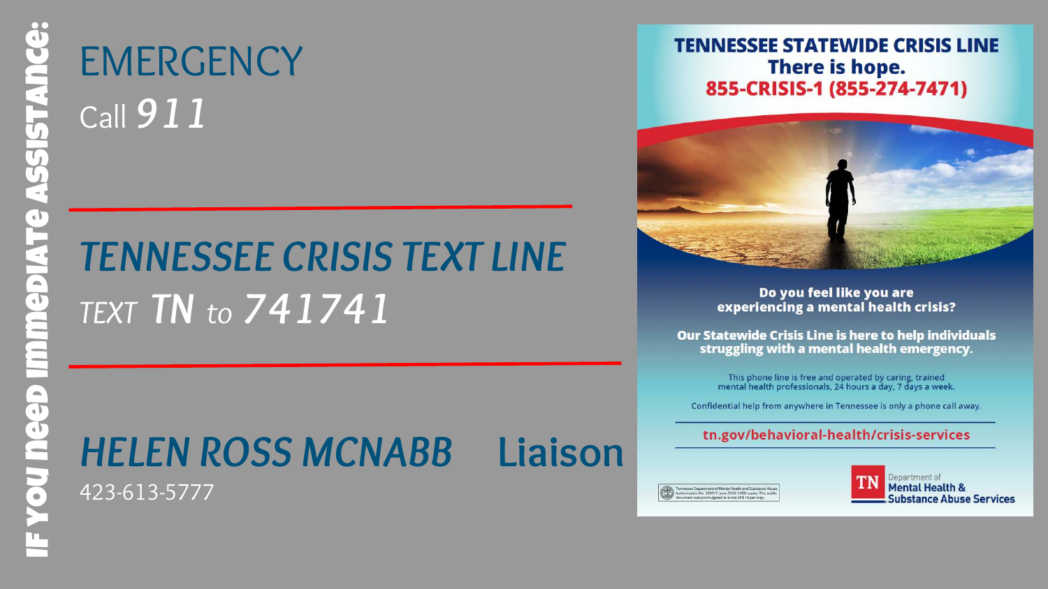# IF YOU NEED IMMEDIATE ASSISTANCE:

## EMERGENCY

Call *911*

---

## *TENNESSEE CRISIS TEXT LINE*

*TEXT* **TN** *to* **741741**

---

## *HELEN ROSS MCNABB* Liaison

423-613-5777

---

**TENNESSEE STATEWIDE CRISIS LINE**

**There is hope.**

**855-CRISIS-1 (855-274-7471)**

**Do you feel like you are experiencing a mental health crisis?**

**Our Statewide Crisis Line is here to help individuals struggling with a mental health emergency.**

This phone line is free and operated by caring, trained mental health professionals, 24 hours a day, 7 days a week.

Confidential help from anywhere in Tennessee is only a phone call away.

tn.gov/behavioral-health/crisis-services

TN Department of Mental Health & Substance Abuse Services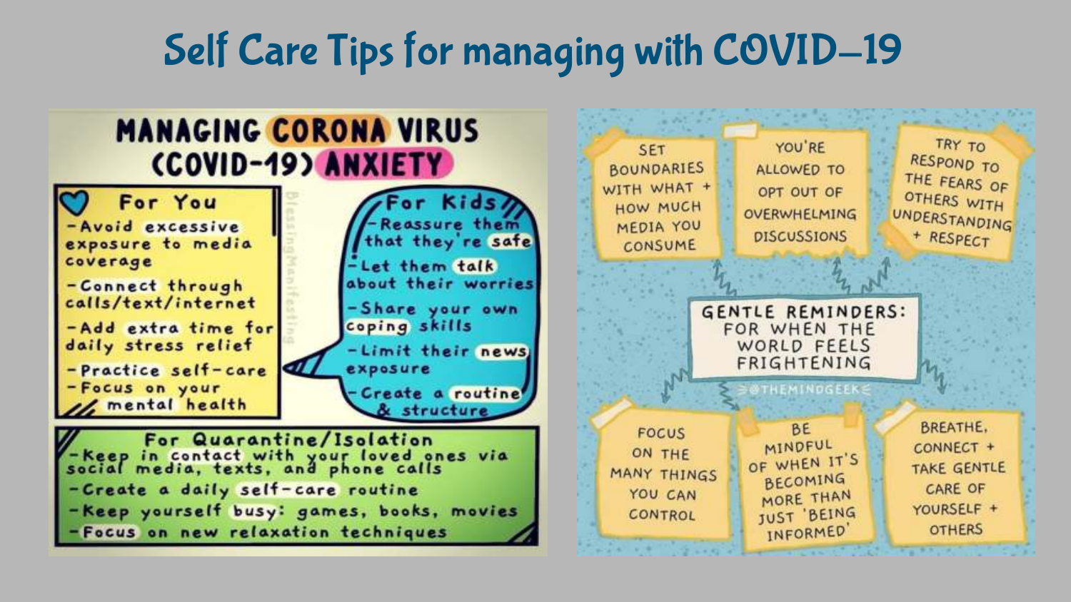# Self Care Tips for managing with COVID-19

## MANAGING CORONA VIRUS (COVID-19) ANXIETY

### For You

- Avoid excessive exposure to media coverage
- Connect through calls/text/internet
- Add extra time for daily stress relief
- Practice self-care
- Focus on your mental health

### For Kids

- Reassure them that they're safe
- Let them talk about their worries
- Share your own coping skills
- Limit their news exposure
- Create a routine & structure

### For Quarantine/Isolation

- Keep in contact with your loved ones via social media, texts, and phone calls
- Create a daily self-care routine
- Keep yourself busy: games, books, movies
- Focus on new relaxation techniques

BlessingManifesting

## GENTLE REMINDERS: FOR WHEN THE WORLD FEELS FRIGHTENING

- SET BOUNDARIES WITH WHAT + HOW MUCH MEDIA YOU CONSUME
- YOU'RE ALLOWED TO OPT OUT OF OVERWHELMING DISCUSSIONS
- TRY TO RESPOND TO THE FEARS OF OTHERS WITH UNDERSTANDING + RESPECT
- FOCUS ON THE MANY THINGS YOU CAN CONTROL
- BE MINDFUL OF WHEN IT'S BECOMING MORE THAN JUST 'BEING INFORMED'
- BREATHE, CONNECT + TAKE GENTLE CARE OF YOURSELF + OTHERS

@THEMINDGEEK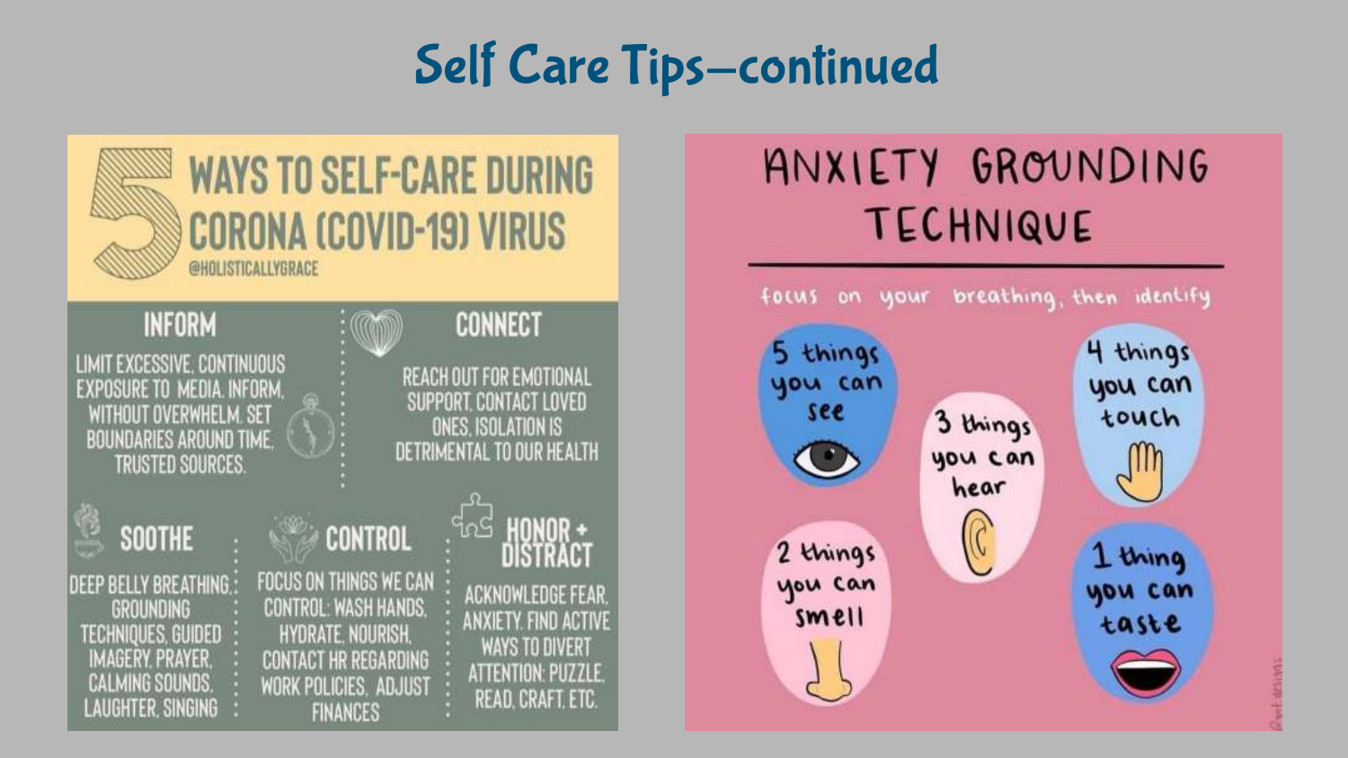# Self Care Tips—continued

## 5 WAYS TO SELF-CARE DURING CORONA (COVID-19) VIRUS

@HOLISTICALLYGRACE

### INFORM

LIMIT EXCESSIVE, CONTINUOUS EXPOSURE TO MEDIA. INFORM, WITHOUT OVERWHELM. SET BOUNDARIES AROUND TIME, TRUSTED SOURCES.

### CONNECT

REACH OUT FOR EMOTIONAL SUPPORT. CONTACT LOVED ONES. ISOLATION IS DETRIMENTAL TO OUR HEALTH

### SOOTHE

DEEP BELLY BREATHING, GROUNDING TECHNIQUES, GUIDED IMAGERY, PRAYER, CALMING SOUNDS, LAUGHTER, SINGING

### CONTROL

FOCUS ON THINGS WE CAN CONTROL: WASH HANDS, HYDRATE, NOURISH, CONTACT HR REGARDING WORK POLICIES, ADJUST FINANCES

### HONOR + DISTRACT

ACKNOWLEDGE FEAR, ANXIETY. FIND ACTIVE WAYS TO DIVERT ATTENTION: PUZZLE, READ, CRAFT, ETC.

## ANXIETY GROUNDING TECHNIQUE

focus on your breathing, then identify

- 5 things you can see
- 4 things you can touch
- 3 things you can hear
- 2 things you can smell
- 1 thing you can taste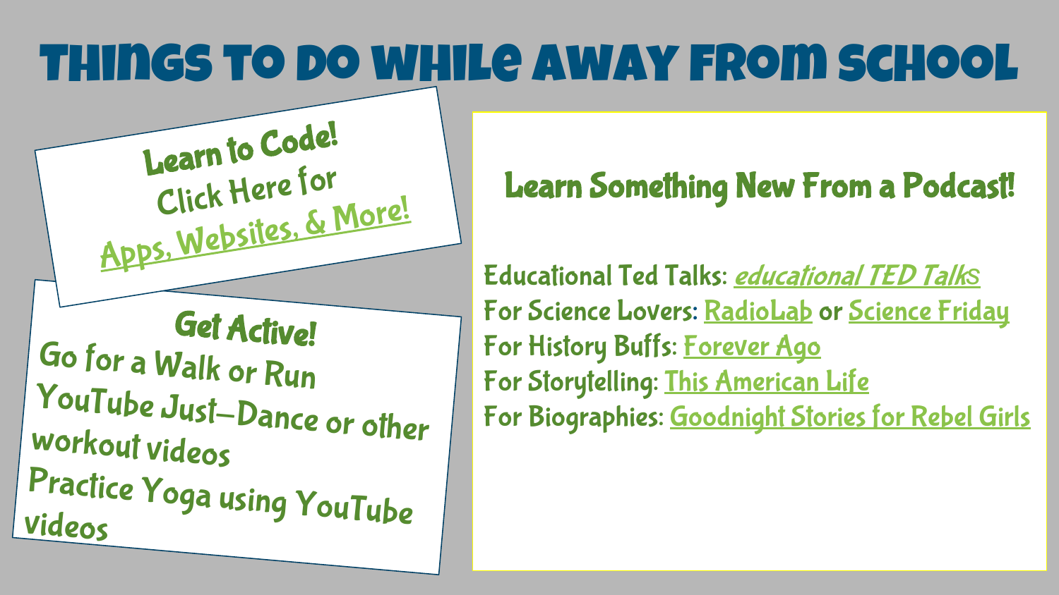# Things To Do While Away From School

## Learn to Code!

Click Here for Apps, Websites, & More!

## Get Active!

Go for a Walk or Run

YouTube Just-Dance or other workout videos

Practice Yoga using YouTube videos

## Learn Something New From a Podcast!

Educational Ted Talks: *educational TED Talks*

For Science Lovers: RadioLab or Science Friday

For History Buffs: Forever Ago

For Storytelling: This American Life

For Biographies: Goodnight Stories for Rebel Girls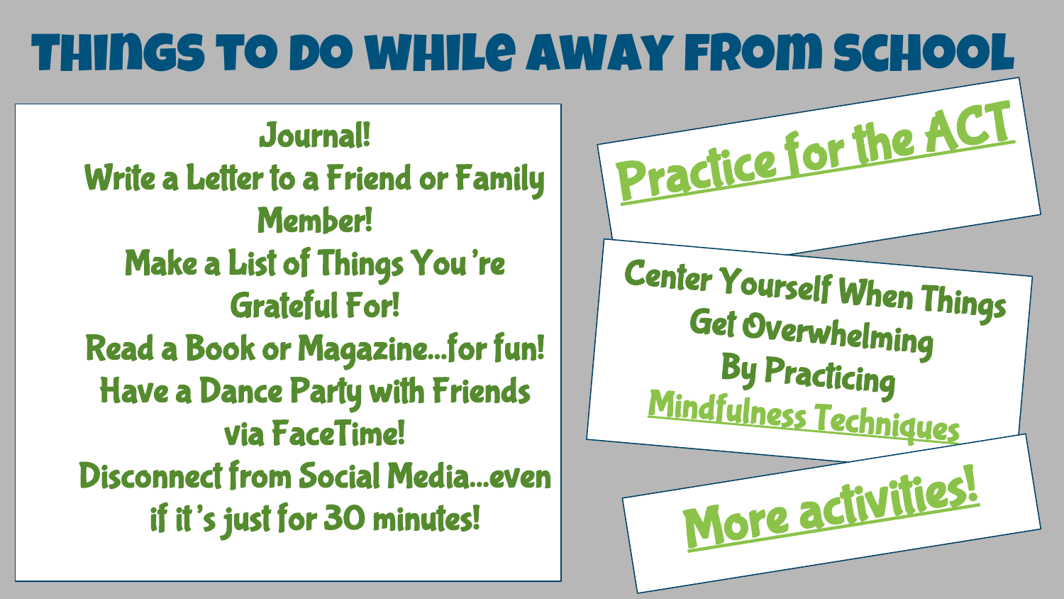# THINGS TO DO WHILE AWAY FROM SCHOOL

Journal!
Write a Letter to a Friend or Family Member!
Make a List of Things You're Grateful For!
Read a Book or Magazine…for fun!
Have a Dance Party with Friends via FaceTime!
Disconnect from Social Media…even if it's just for 30 minutes!

Practice for the ACT

Center Yourself When Things Get Overwhelming By Practicing Mindfulness Techniques

More activities!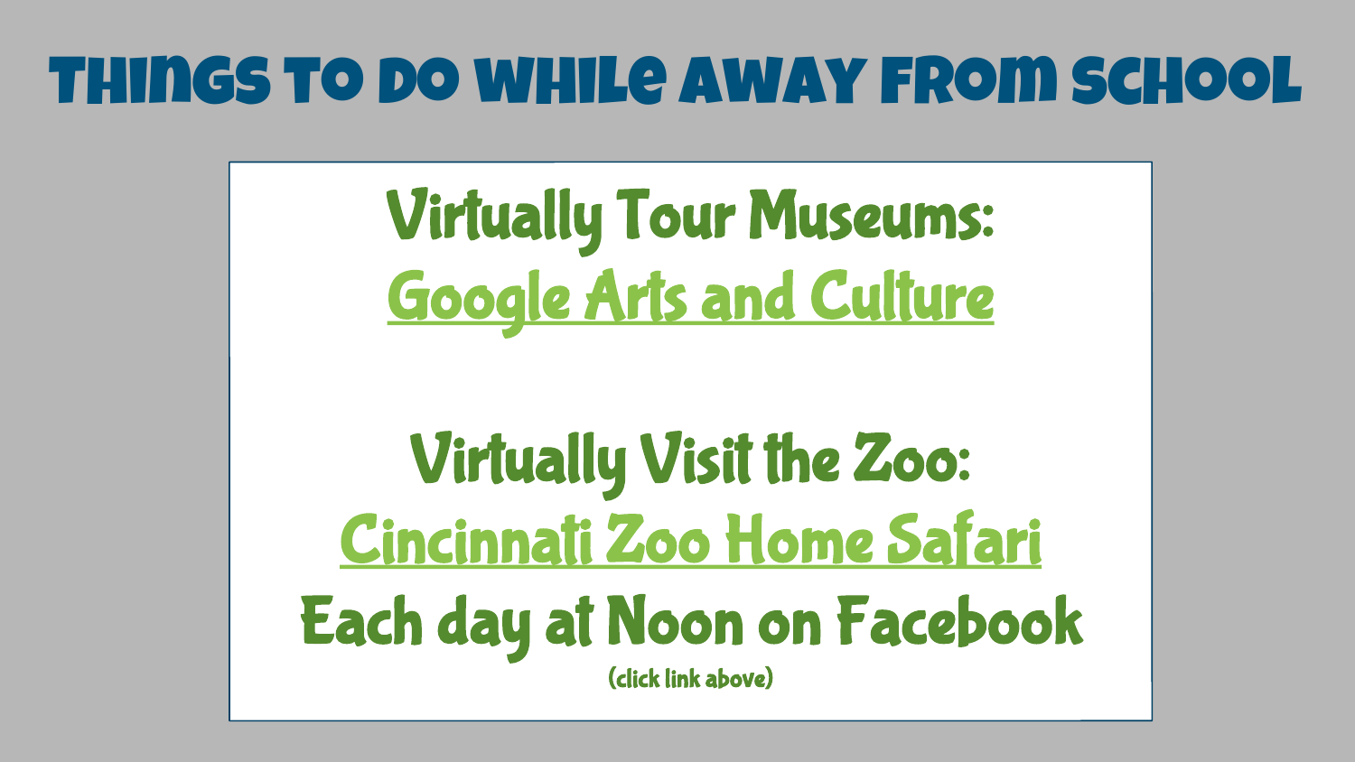# THINGS TO DO WHILE AWAY FROM SCHOOL

**Virtually Tour Museums:**

Google Arts and Culture

**Virtually Visit the Zoo:**

Cincinnati Zoo Home Safari

**Each day at Noon on Facebook**

(click link above)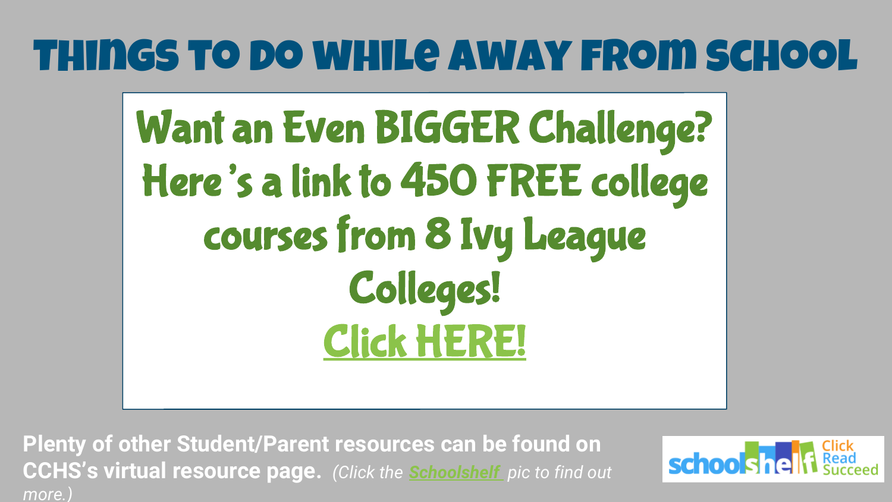# Things to do while away from school

**Want an Even BIGGER Challenge?**
**Here's a link to 450 FREE college courses from 8 Ivy League Colleges!**

**Click HERE!**

**Plenty of other Student/Parent resources can be found on CCHS's virtual resource page.** *(Click the Schoolshelf pic to find out more.)*

schoolshelf Click Read Succeed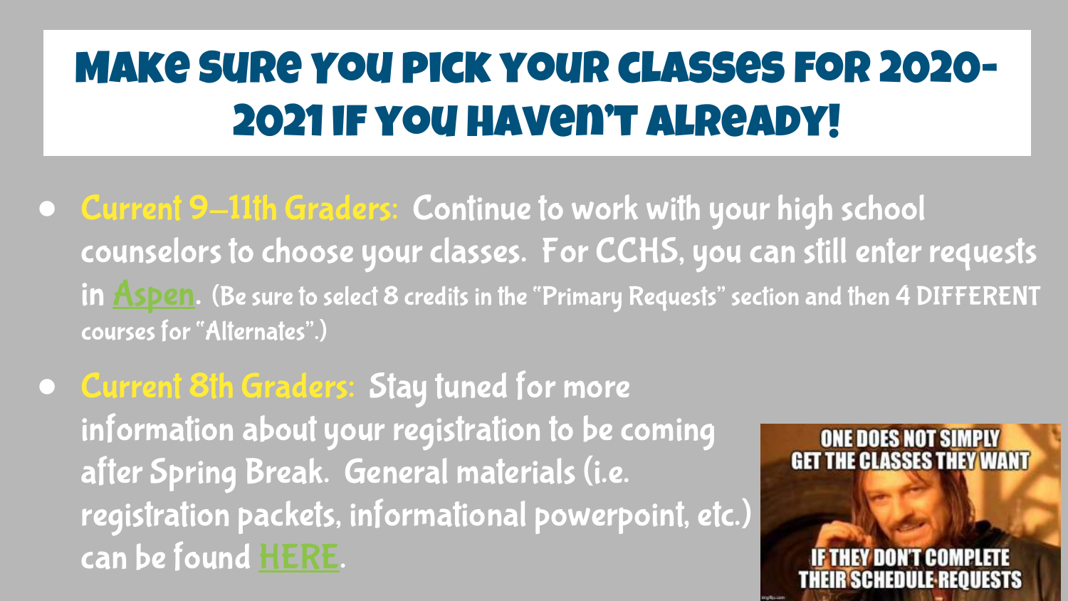# Make sure you pick your classes for 2020-2021 if you haven't already!

- **Current 9–11th Graders:** Continue to work with your high school counselors to choose your classes. For CCHS, you can still enter requests in Aspen. (Be sure to select 8 credits in the "Primary Requests" section and then 4 DIFFERENT courses for "Alternates".)
- **Current 8th Graders:** Stay tuned for more information about your registration to be coming after Spring Break. General materials (i.e. registration packets, informational powerpoint, etc.) can be found HERE.

ONE DOES NOT SIMPLY GET THE CLASSES THEY WANT IF THEY DON'T COMPLETE THEIR SCHEDULE REQUESTS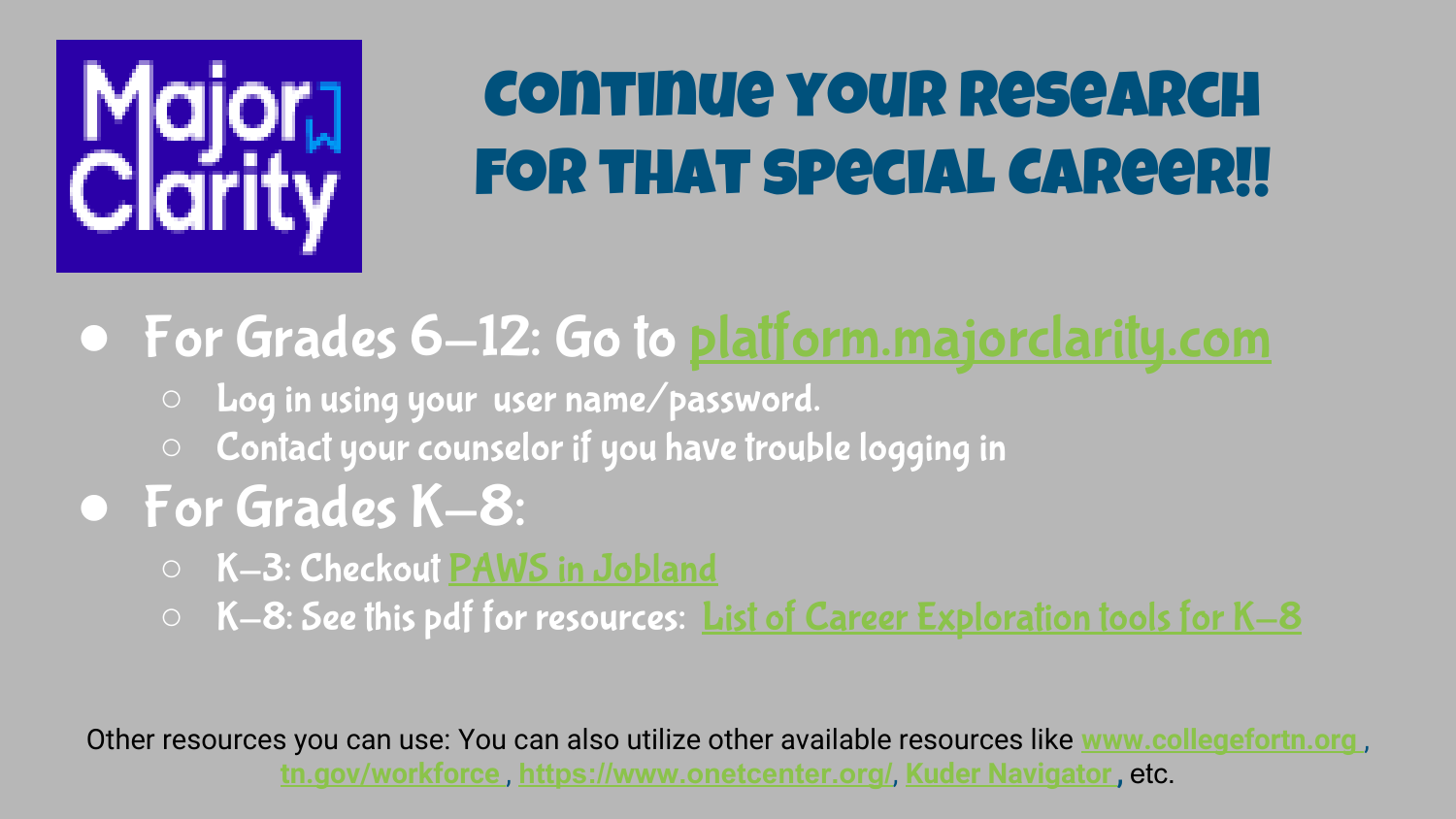Major Clarity

# Continue your research for that special career!!

- For Grades 6-12: Go to platform.majorclarity.com
  - Log in using your  user name/password.
  - Contact your counselor if you have trouble logging in
- For Grades K-8:
  - K-3: Checkout PAWS in Jobland
  - K-8: See this pdf for resources:  List of Career Exploration tools for K-8

Other resources you can use: You can also utilize other available resources like **www.collegefortn.org**, **tn.gov/workforce**, **https://www.onetcenter.org/**, **Kuder Navigator**, etc.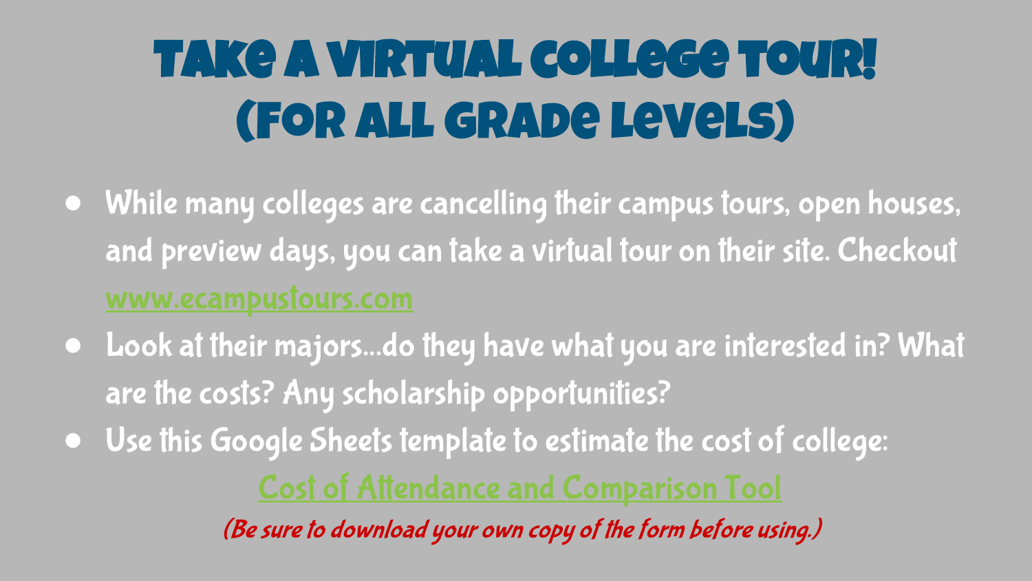# TAKE A VIRTUAL COLLEGE TOUR! (FOR ALL GRADE LEVELS)

- While many colleges are cancelling their campus tours, open houses, and preview days, you can take a virtual tour on their site. Checkout www.ecampustours.com
- Look at their majors...do they have what you are interested in? What are the costs? Any scholarship opportunities?
- Use this Google Sheets template to estimate the cost of college:

Cost of Attendance and Comparison Tool

*(Be sure to download your own copy of the form before using.)*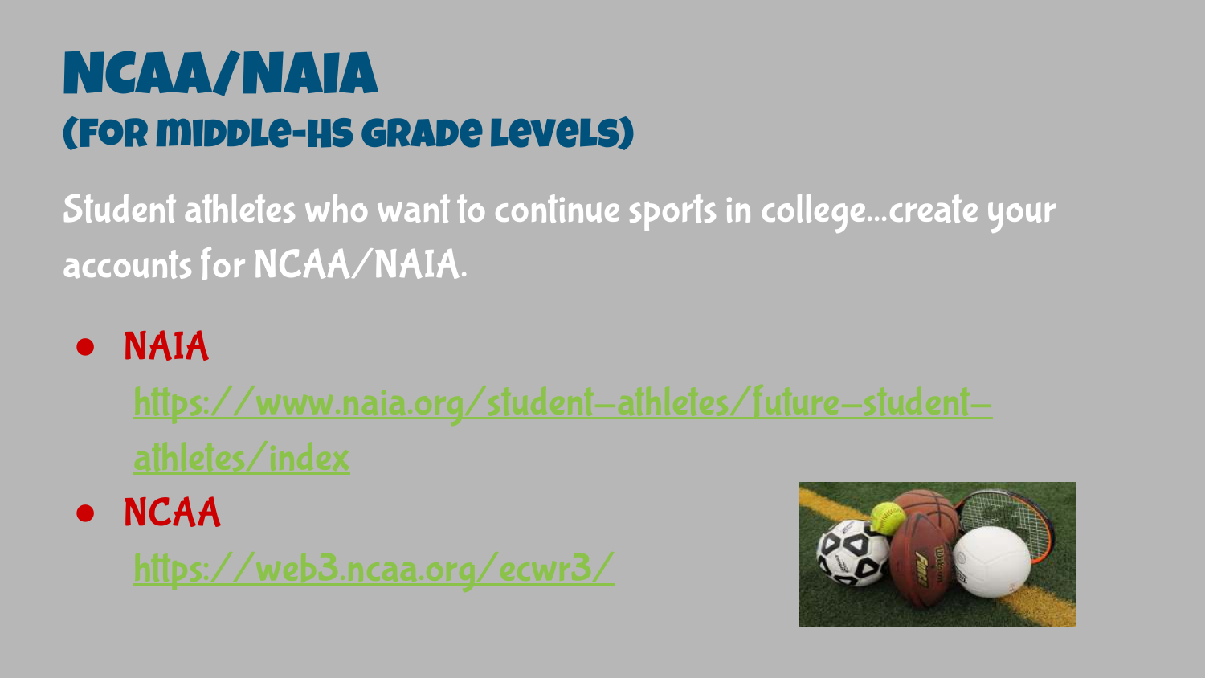# NCAA/NAIA

## (For Middle-HS Grade Levels)

Student athletes who want to continue sports in college...create your accounts for NCAA/NAIA.

- NAIA
  https://www.naia.org/student-athletes/future-student-athletes/index
- NCAA
  https://web3.ncaa.org/ecwr3/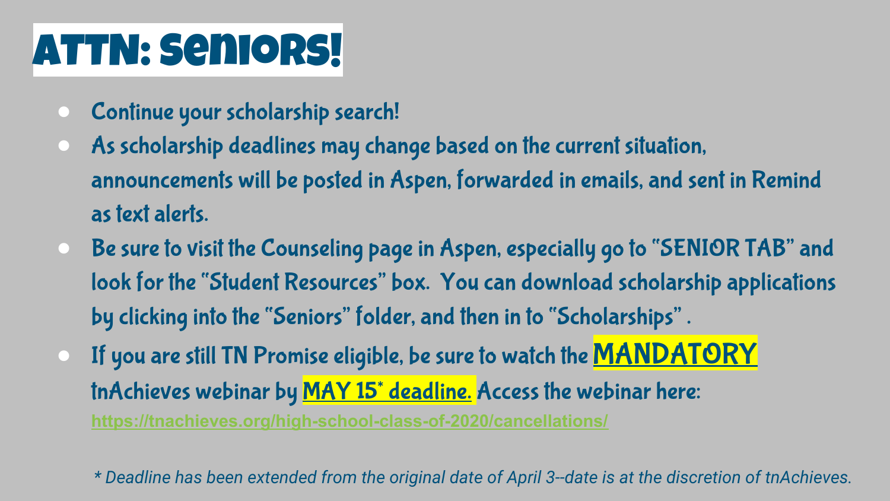# ATTN: Seniors!

- Continue your scholarship search!
- As scholarship deadlines may change based on the current situation, announcements will be posted in Aspen, forwarded in emails, and sent in Remind as text alerts.
- Be sure to visit the Counseling page in Aspen, especially go to "SENIOR TAB" and look for the "Student Resources" box.  You can download scholarship applications by clicking into the "Seniors" folder, and then in to "Scholarships" .
- If you are still TN Promise eligible, be sure to watch the **MANDATORY** tnAchieves webinar by **MAY 15* deadline.** Access the webinar here: https://tnachieves.org/high-school-class-of-2020/cancellations/

*\* Deadline has been extended from the original date of April 3--date is at the discretion of tnAchieves.*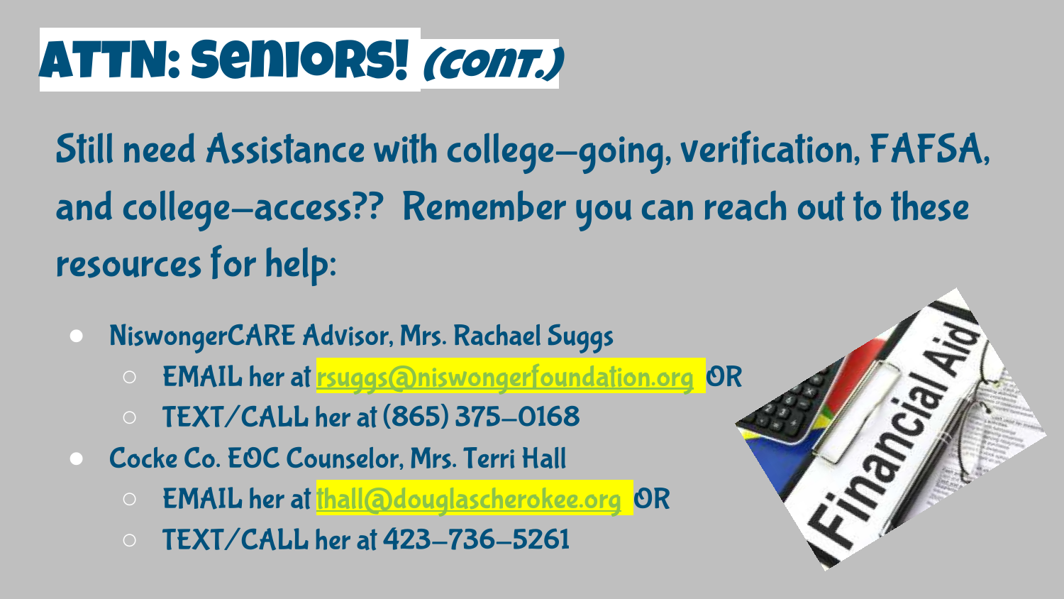# ATTN: Seniors! *(cont.)*

Still need Assistance with college-going, verification, FAFSA, and college-access?? Remember you can reach out to these resources for help:

- NiswongerCARE Advisor, Mrs. Rachael Suggs
  - EMAIL her at rsuggs@niswongerfoundation.org OR
  - TEXT/CALL her at (865) 375-0168
- Cocke Co. EOC Counselor, Mrs. Terri Hall
  - EMAIL her at thall@douglascherokee.org OR
  - TEXT/CALL her at 423-736-5261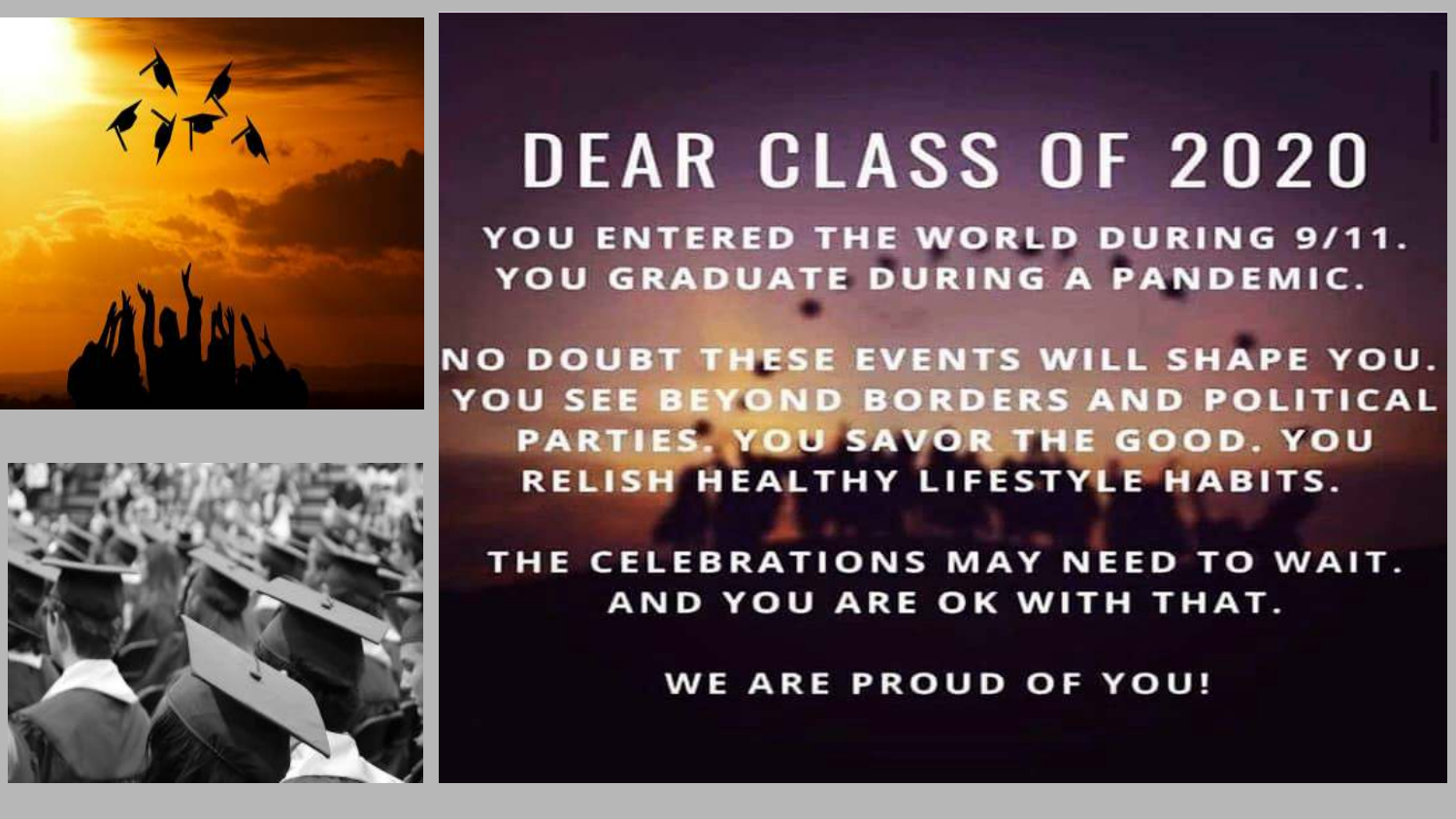# DEAR CLASS OF 2020

YOU ENTERED THE WORLD DURING 9/11.
YOU GRADUATE DURING A PANDEMIC.

NO DOUBT THESE EVENTS WILL SHAPE YOU.
YOU SEE BEYOND BORDERS AND POLITICAL PARTIES. YOU SAVOR THE GOOD. YOU RELISH HEALTHY LIFESTYLE HABITS.

THE CELEBRATIONS MAY NEED TO WAIT.
AND YOU ARE OK WITH THAT.

WE ARE PROUD OF YOU!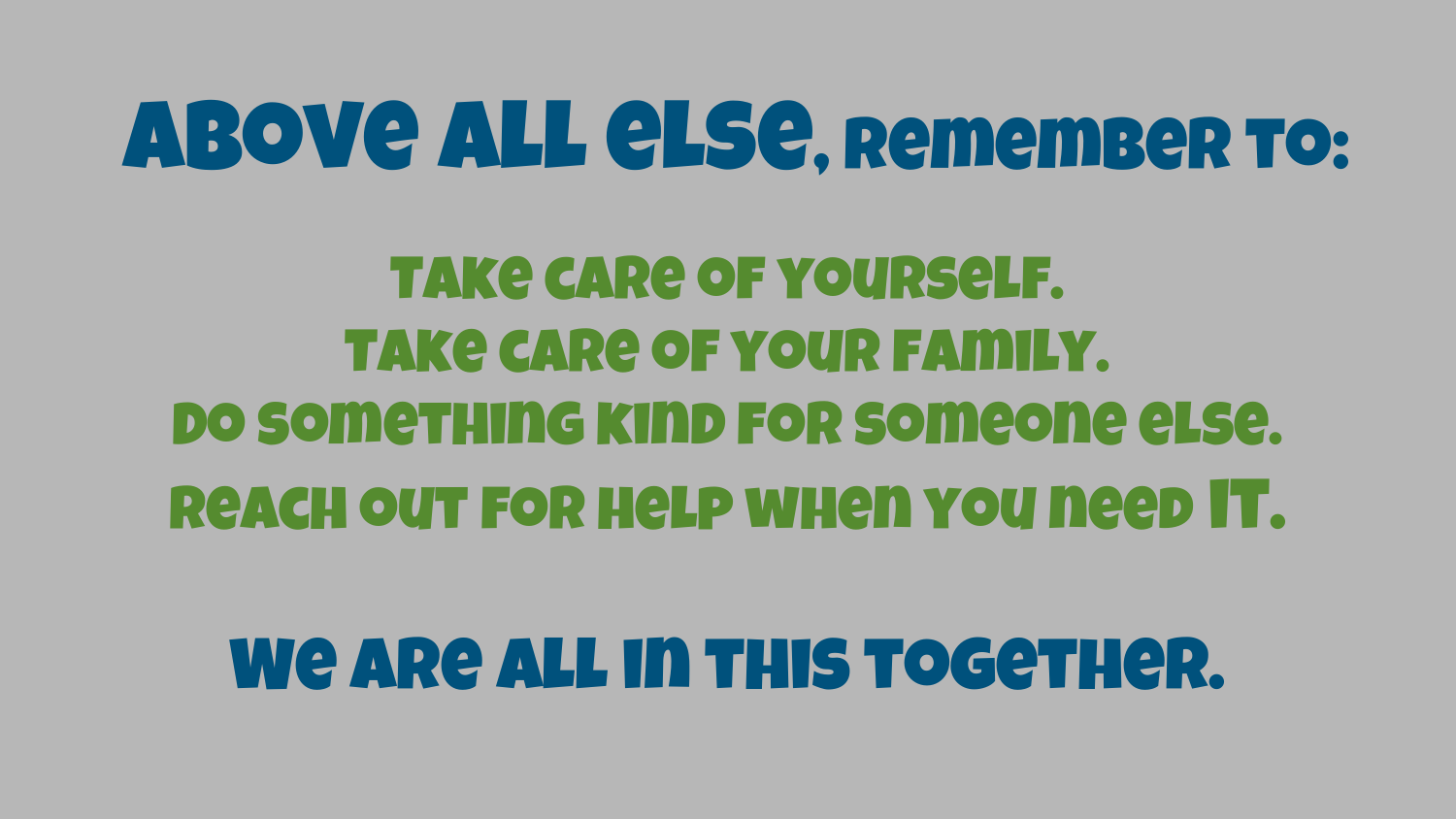# Above All Else, remember to:

Take care of yourself.
Take care of your family.
Do something kind for someone else.
Reach out for help when you need IT.

## We are all in this together.